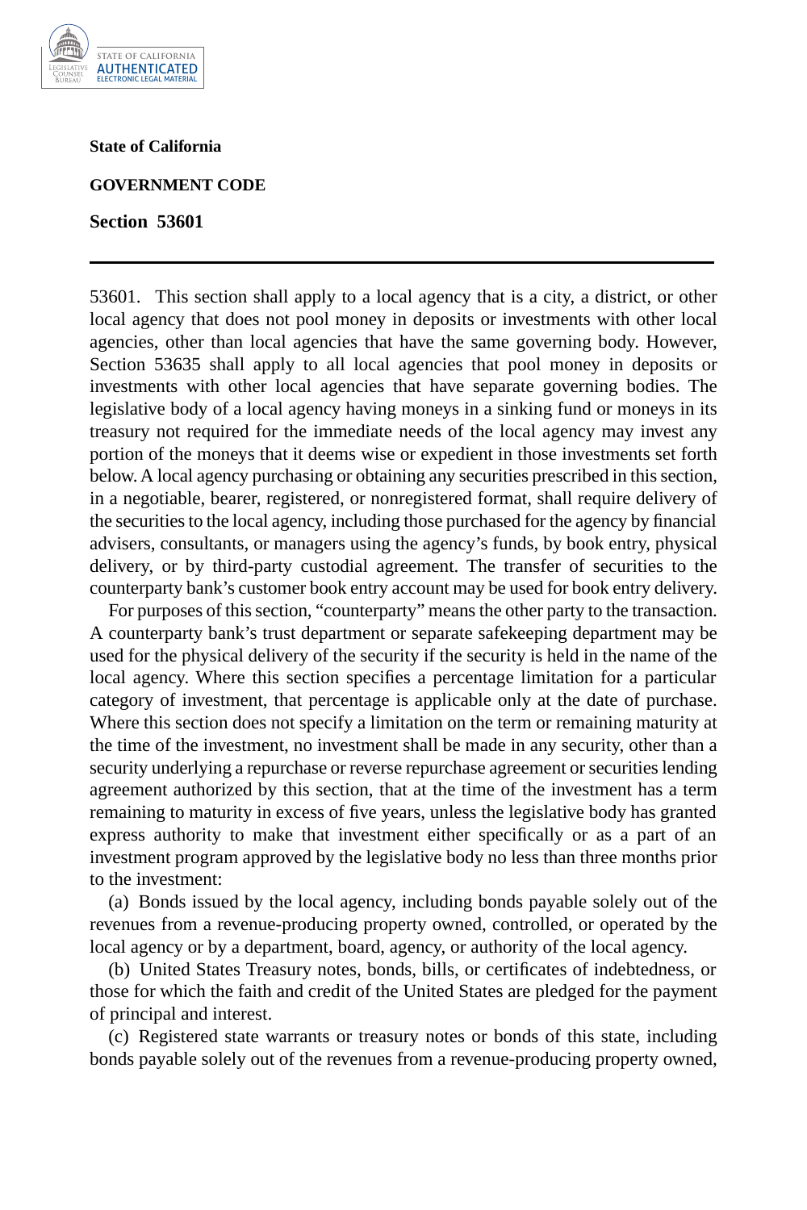**State of California**

**GOVERNMENT CODE**

**Section 53601**

---

53601. This section shall apply to a local agency that is a city, a district, or other local agency that does not pool money in deposits or investments with other local agencies, other than local agencies that have the same governing body. However, Section 53635 shall apply to all local agencies that pool money in deposits or investments with other local agencies that have separate governing bodies. The legislative body of a local agency having moneys in a sinking fund or moneys in its treasury not required for the immediate needs of the local agency may invest any portion of the moneys that it deems wise or expedient in those investments set forth below. A local agency purchasing or obtaining any securities prescribed in this section, in a negotiable, bearer, registered, or nonregistered format, shall require delivery of the securities to the local agency, including those purchased for the agency by financial advisers, consultants, or managers using the agency's funds, by book entry, physical delivery, or by third-party custodial agreement. The transfer of securities to the counterparty bank's customer book entry account may be used for book entry delivery.

For purposes of this section, "counterparty" means the other party to the transaction. A counterparty bank's trust department or separate safekeeping department may be used for the physical delivery of the security if the security is held in the name of the local agency. Where this section specifies a percentage limitation for a particular category of investment, that percentage is applicable only at the date of purchase. Where this section does not specify a limitation on the term or remaining maturity at the time of the investment, no investment shall be made in any security, other than a security underlying a repurchase or reverse repurchase agreement or securities lending agreement authorized by this section, that at the time of the investment has a term remaining to maturity in excess of five years, unless the legislative body has granted express authority to make that investment either specifically or as a part of an investment program approved by the legislative body no less than three months prior to the investment:

(a) Bonds issued by the local agency, including bonds payable solely out of the revenues from a revenue-producing property owned, controlled, or operated by the local agency or by a department, board, agency, or authority of the local agency.

(b) United States Treasury notes, bonds, bills, or certificates of indebtedness, or those for which the faith and credit of the United States are pledged for the payment of principal and interest.

(c) Registered state warrants or treasury notes or bonds of this state, including bonds payable solely out of the revenues from a revenue-producing property owned,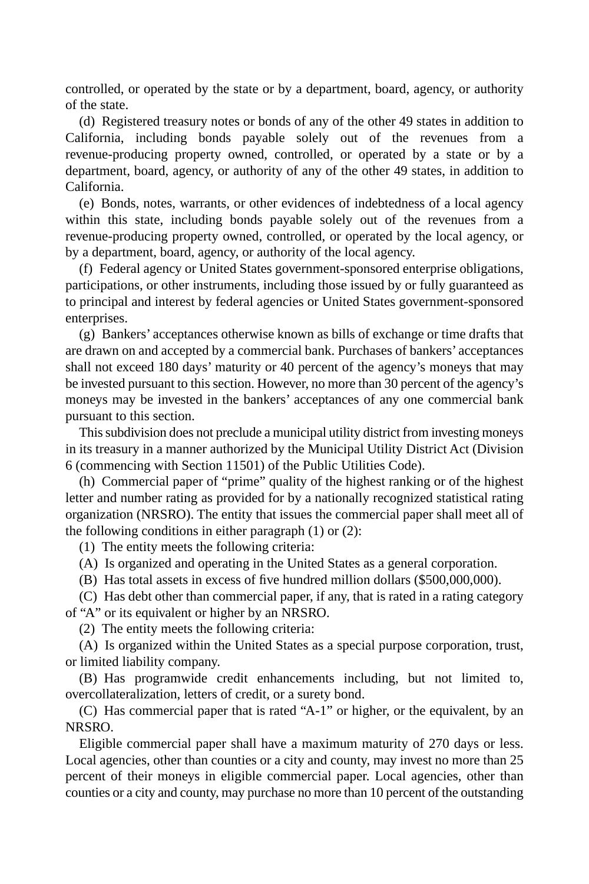controlled, or operated by the state or by a department, board, agency, or authority of the state.

(d) Registered treasury notes or bonds of any of the other 49 states in addition to California, including bonds payable solely out of the revenues from a revenue-producing property owned, controlled, or operated by a state or by a department, board, agency, or authority of any of the other 49 states, in addition to California.

(e) Bonds, notes, warrants, or other evidences of indebtedness of a local agency within this state, including bonds payable solely out of the revenues from a revenue-producing property owned, controlled, or operated by the local agency, or by a department, board, agency, or authority of the local agency.

(f) Federal agency or United States government-sponsored enterprise obligations, participations, or other instruments, including those issued by or fully guaranteed as to principal and interest by federal agencies or United States government-sponsored enterprises.

(g) Bankers' acceptances otherwise known as bills of exchange or time drafts that are drawn on and accepted by a commercial bank. Purchases of bankers' acceptances shall not exceed 180 days' maturity or 40 percent of the agency's moneys that may be invested pursuant to this section. However, no more than 30 percent of the agency's moneys may be invested in the bankers' acceptances of any one commercial bank pursuant to this section.

This subdivision does not preclude a municipal utility district from investing moneys in its treasury in a manner authorized by the Municipal Utility District Act (Division 6 (commencing with Section 11501) of the Public Utilities Code).

(h) Commercial paper of "prime" quality of the highest ranking or of the highest letter and number rating as provided for by a nationally recognized statistical rating organization (NRSRO). The entity that issues the commercial paper shall meet all of the following conditions in either paragraph (1) or (2):

(1) The entity meets the following criteria:

(A) Is organized and operating in the United States as a general corporation.

(B) Has total assets in excess of five hundred million dollars ($500,000,000).

(C) Has debt other than commercial paper, if any, that is rated in a rating category of "A" or its equivalent or higher by an NRSRO.

(2) The entity meets the following criteria:

(A) Is organized within the United States as a special purpose corporation, trust, or limited liability company.

(B) Has programwide credit enhancements including, but not limited to, overcollateralization, letters of credit, or a surety bond.

(C) Has commercial paper that is rated "A-1" or higher, or the equivalent, by an NRSRO.

Eligible commercial paper shall have a maximum maturity of 270 days or less. Local agencies, other than counties or a city and county, may invest no more than 25 percent of their moneys in eligible commercial paper. Local agencies, other than counties or a city and county, may purchase no more than 10 percent of the outstanding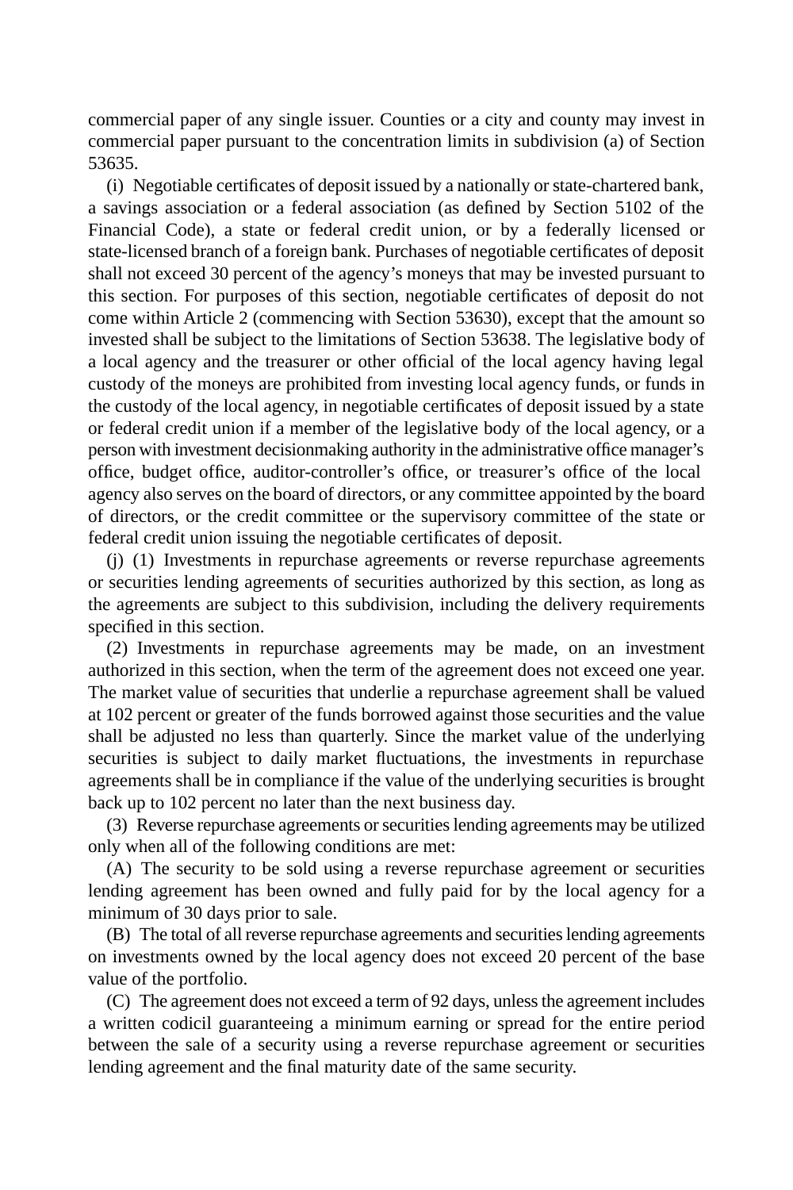commercial paper of any single issuer. Counties or a city and county may invest in commercial paper pursuant to the concentration limits in subdivision (a) of Section 53635.

(i) Negotiable certificates of deposit issued by a nationally or state-chartered bank, a savings association or a federal association (as defined by Section 5102 of the Financial Code), a state or federal credit union, or by a federally licensed or state-licensed branch of a foreign bank. Purchases of negotiable certificates of deposit shall not exceed 30 percent of the agency's moneys that may be invested pursuant to this section. For purposes of this section, negotiable certificates of deposit do not come within Article 2 (commencing with Section 53630), except that the amount so invested shall be subject to the limitations of Section 53638. The legislative body of a local agency and the treasurer or other official of the local agency having legal custody of the moneys are prohibited from investing local agency funds, or funds in the custody of the local agency, in negotiable certificates of deposit issued by a state or federal credit union if a member of the legislative body of the local agency, or a person with investment decisionmaking authority in the administrative office manager's office, budget office, auditor-controller's office, or treasurer's office of the local agency also serves on the board of directors, or any committee appointed by the board of directors, or the credit committee or the supervisory committee of the state or federal credit union issuing the negotiable certificates of deposit.

(j) (1) Investments in repurchase agreements or reverse repurchase agreements or securities lending agreements of securities authorized by this section, as long as the agreements are subject to this subdivision, including the delivery requirements specified in this section.

(2) Investments in repurchase agreements may be made, on an investment authorized in this section, when the term of the agreement does not exceed one year. The market value of securities that underlie a repurchase agreement shall be valued at 102 percent or greater of the funds borrowed against those securities and the value shall be adjusted no less than quarterly. Since the market value of the underlying securities is subject to daily market fluctuations, the investments in repurchase agreements shall be in compliance if the value of the underlying securities is brought back up to 102 percent no later than the next business day.

(3) Reverse repurchase agreements or securities lending agreements may be utilized only when all of the following conditions are met:

(A) The security to be sold using a reverse repurchase agreement or securities lending agreement has been owned and fully paid for by the local agency for a minimum of 30 days prior to sale.

(B) The total of all reverse repurchase agreements and securities lending agreements on investments owned by the local agency does not exceed 20 percent of the base value of the portfolio.

(C) The agreement does not exceed a term of 92 days, unless the agreement includes a written codicil guaranteeing a minimum earning or spread for the entire period between the sale of a security using a reverse repurchase agreement or securities lending agreement and the final maturity date of the same security.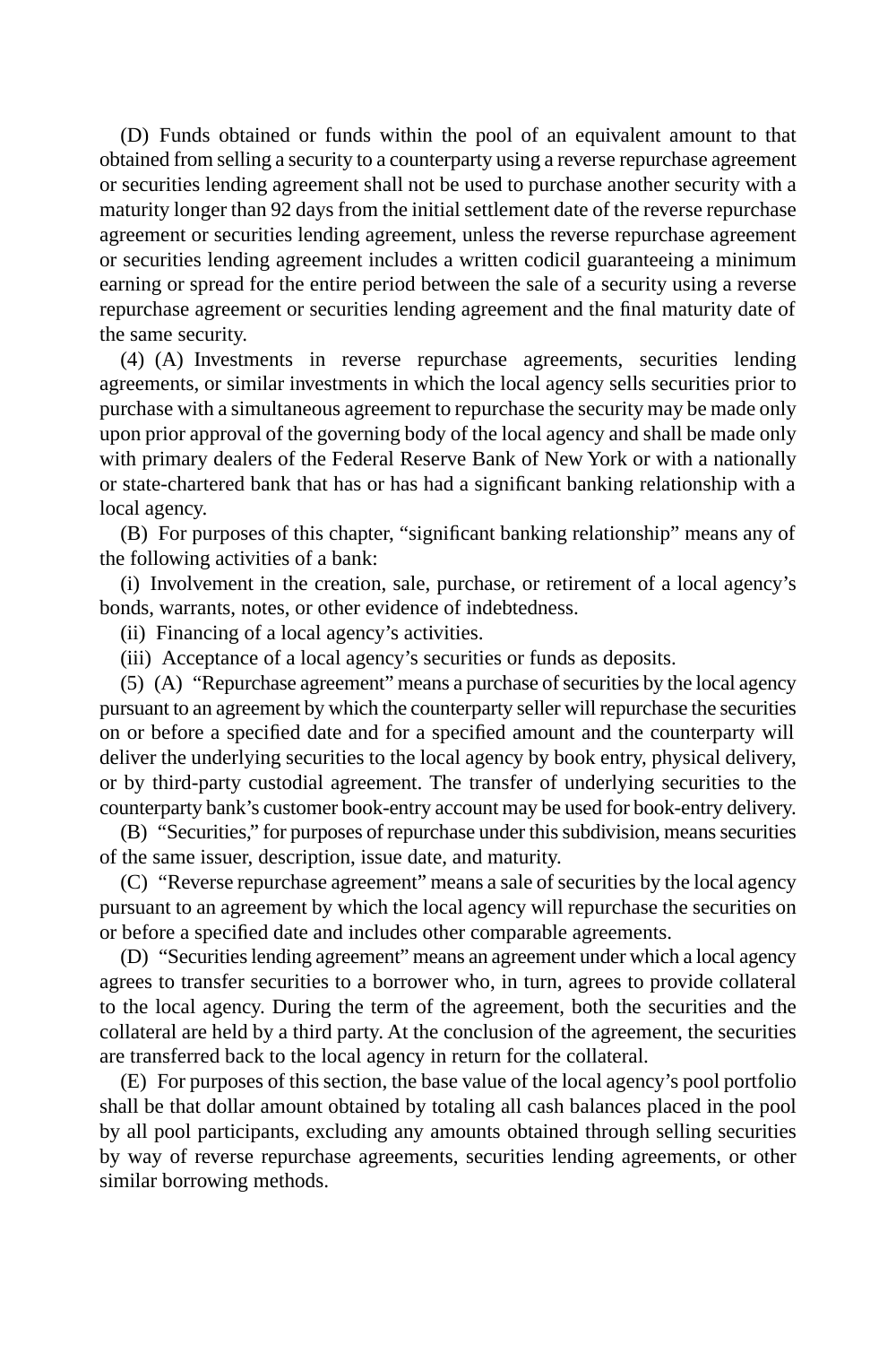(D) Funds obtained or funds within the pool of an equivalent amount to that obtained from selling a security to a counterparty using a reverse repurchase agreement or securities lending agreement shall not be used to purchase another security with a maturity longer than 92 days from the initial settlement date of the reverse repurchase agreement or securities lending agreement, unless the reverse repurchase agreement or securities lending agreement includes a written codicil guaranteeing a minimum earning or spread for the entire period between the sale of a security using a reverse repurchase agreement or securities lending agreement and the final maturity date of the same security.

(4) (A) Investments in reverse repurchase agreements, securities lending agreements, or similar investments in which the local agency sells securities prior to purchase with a simultaneous agreement to repurchase the security may be made only upon prior approval of the governing body of the local agency and shall be made only with primary dealers of the Federal Reserve Bank of New York or with a nationally or state-chartered bank that has or has had a significant banking relationship with a local agency.

(B) For purposes of this chapter, "significant banking relationship" means any of the following activities of a bank:

(i) Involvement in the creation, sale, purchase, or retirement of a local agency's bonds, warrants, notes, or other evidence of indebtedness.

(ii) Financing of a local agency's activities.

(iii) Acceptance of a local agency's securities or funds as deposits.

(5) (A) "Repurchase agreement" means a purchase of securities by the local agency pursuant to an agreement by which the counterparty seller will repurchase the securities on or before a specified date and for a specified amount and the counterparty will deliver the underlying securities to the local agency by book entry, physical delivery, or by third-party custodial agreement. The transfer of underlying securities to the counterparty bank's customer book-entry account may be used for book-entry delivery.

(B) "Securities," for purposes of repurchase under this subdivision, means securities of the same issuer, description, issue date, and maturity.

(C) "Reverse repurchase agreement" means a sale of securities by the local agency pursuant to an agreement by which the local agency will repurchase the securities on or before a specified date and includes other comparable agreements.

(D) "Securities lending agreement" means an agreement under which a local agency agrees to transfer securities to a borrower who, in turn, agrees to provide collateral to the local agency. During the term of the agreement, both the securities and the collateral are held by a third party. At the conclusion of the agreement, the securities are transferred back to the local agency in return for the collateral.

(E) For purposes of this section, the base value of the local agency's pool portfolio shall be that dollar amount obtained by totaling all cash balances placed in the pool by all pool participants, excluding any amounts obtained through selling securities by way of reverse repurchase agreements, securities lending agreements, or other similar borrowing methods.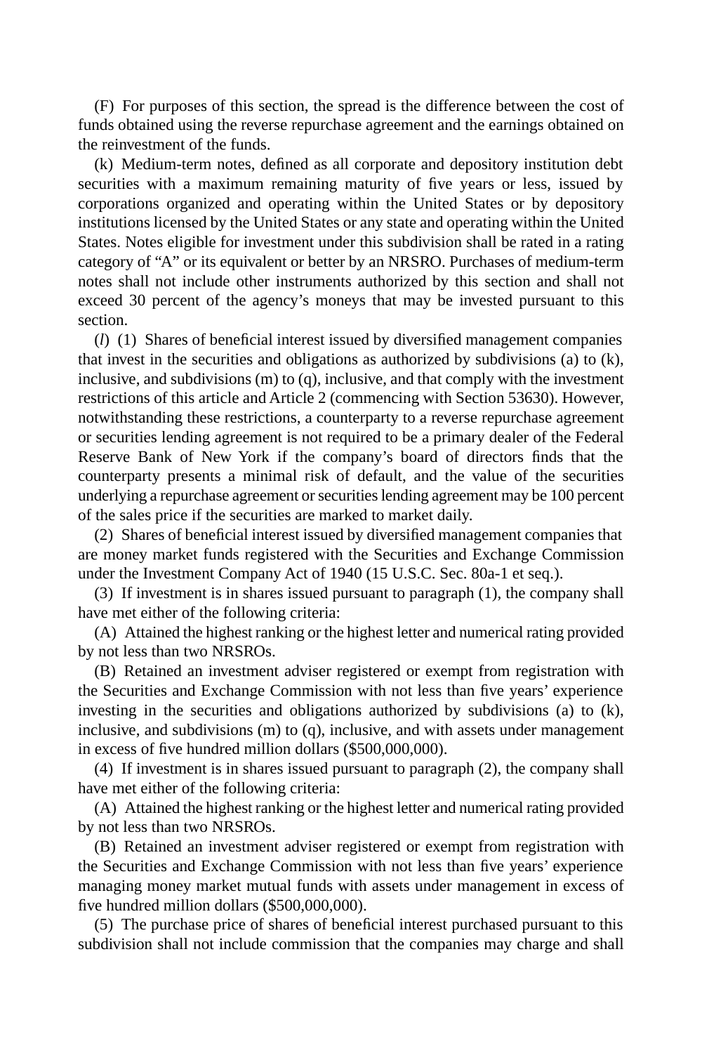(F) For purposes of this section, the spread is the difference between the cost of funds obtained using the reverse repurchase agreement and the earnings obtained on the reinvestment of the funds.

(k) Medium-term notes, defined as all corporate and depository institution debt securities with a maximum remaining maturity of five years or less, issued by corporations organized and operating within the United States or by depository institutions licensed by the United States or any state and operating within the United States. Notes eligible for investment under this subdivision shall be rated in a rating category of "A" or its equivalent or better by an NRSRO. Purchases of medium-term notes shall not include other instruments authorized by this section and shall not exceed 30 percent of the agency's moneys that may be invested pursuant to this section.

(*l*) (1) Shares of beneficial interest issued by diversified management companies that invest in the securities and obligations as authorized by subdivisions (a) to (k), inclusive, and subdivisions (m) to (q), inclusive, and that comply with the investment restrictions of this article and Article 2 (commencing with Section 53630). However, notwithstanding these restrictions, a counterparty to a reverse repurchase agreement or securities lending agreement is not required to be a primary dealer of the Federal Reserve Bank of New York if the company's board of directors finds that the counterparty presents a minimal risk of default, and the value of the securities underlying a repurchase agreement or securities lending agreement may be 100 percent of the sales price if the securities are marked to market daily.

(2) Shares of beneficial interest issued by diversified management companies that are money market funds registered with the Securities and Exchange Commission under the Investment Company Act of 1940 (15 U.S.C. Sec. 80a-1 et seq.).

(3) If investment is in shares issued pursuant to paragraph (1), the company shall have met either of the following criteria:

(A) Attained the highest ranking or the highest letter and numerical rating provided by not less than two NRSROs.

(B) Retained an investment adviser registered or exempt from registration with the Securities and Exchange Commission with not less than five years' experience investing in the securities and obligations authorized by subdivisions (a) to (k), inclusive, and subdivisions (m) to (q), inclusive, and with assets under management in excess of five hundred million dollars ($500,000,000).

(4) If investment is in shares issued pursuant to paragraph (2), the company shall have met either of the following criteria:

(A) Attained the highest ranking or the highest letter and numerical rating provided by not less than two NRSROs.

(B) Retained an investment adviser registered or exempt from registration with the Securities and Exchange Commission with not less than five years' experience managing money market mutual funds with assets under management in excess of five hundred million dollars ($500,000,000).

(5) The purchase price of shares of beneficial interest purchased pursuant to this subdivision shall not include commission that the companies may charge and shall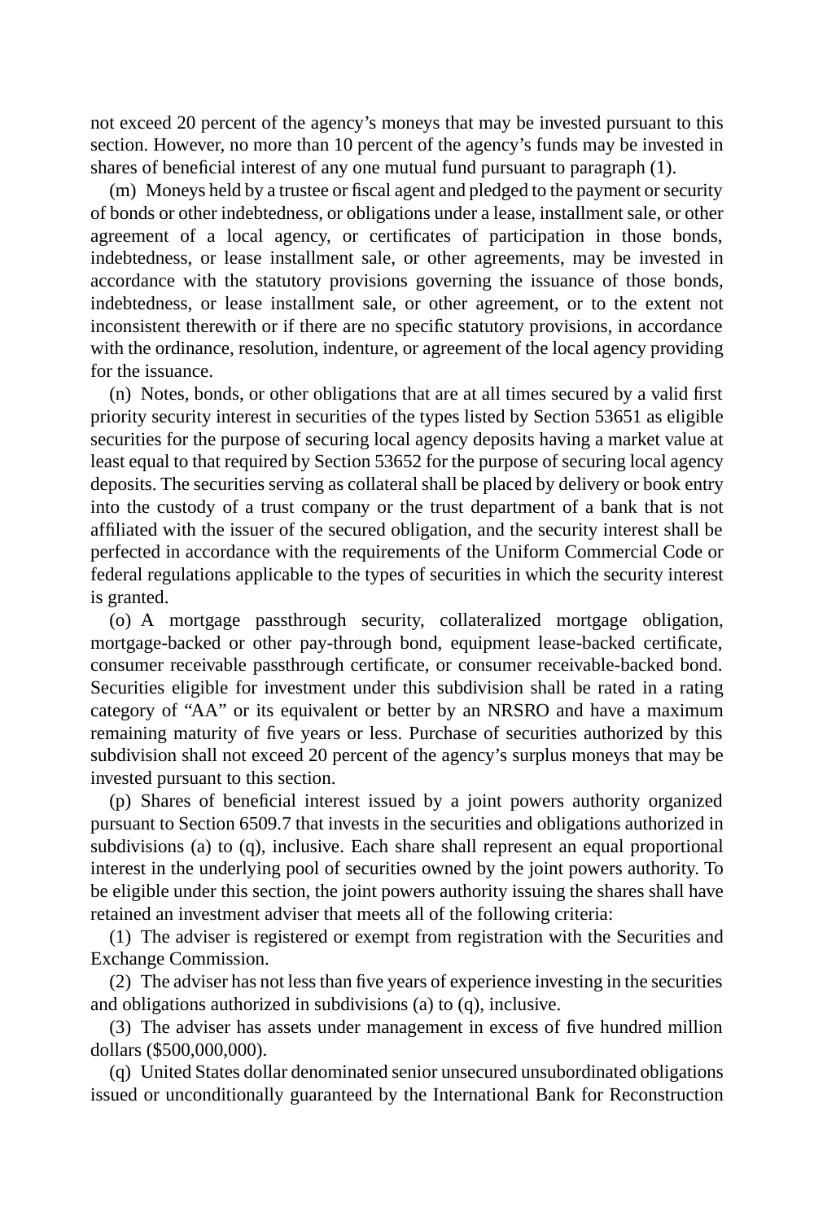not exceed 20 percent of the agency's moneys that may be invested pursuant to this section. However, no more than 10 percent of the agency's funds may be invested in shares of beneficial interest of any one mutual fund pursuant to paragraph (1).

(m) Moneys held by a trustee or fiscal agent and pledged to the payment or security of bonds or other indebtedness, or obligations under a lease, installment sale, or other agreement of a local agency, or certificates of participation in those bonds, indebtedness, or lease installment sale, or other agreements, may be invested in accordance with the statutory provisions governing the issuance of those bonds, indebtedness, or lease installment sale, or other agreement, or to the extent not inconsistent therewith or if there are no specific statutory provisions, in accordance with the ordinance, resolution, indenture, or agreement of the local agency providing for the issuance.

(n) Notes, bonds, or other obligations that are at all times secured by a valid first priority security interest in securities of the types listed by Section 53651 as eligible securities for the purpose of securing local agency deposits having a market value at least equal to that required by Section 53652 for the purpose of securing local agency deposits. The securities serving as collateral shall be placed by delivery or book entry into the custody of a trust company or the trust department of a bank that is not affiliated with the issuer of the secured obligation, and the security interest shall be perfected in accordance with the requirements of the Uniform Commercial Code or federal regulations applicable to the types of securities in which the security interest is granted.

(o) A mortgage passthrough security, collateralized mortgage obligation, mortgage-backed or other pay-through bond, equipment lease-backed certificate, consumer receivable passthrough certificate, or consumer receivable-backed bond. Securities eligible for investment under this subdivision shall be rated in a rating category of "AA" or its equivalent or better by an NRSRO and have a maximum remaining maturity of five years or less. Purchase of securities authorized by this subdivision shall not exceed 20 percent of the agency's surplus moneys that may be invested pursuant to this section.

(p) Shares of beneficial interest issued by a joint powers authority organized pursuant to Section 6509.7 that invests in the securities and obligations authorized in subdivisions (a) to (q), inclusive. Each share shall represent an equal proportional interest in the underlying pool of securities owned by the joint powers authority. To be eligible under this section, the joint powers authority issuing the shares shall have retained an investment adviser that meets all of the following criteria:

(1) The adviser is registered or exempt from registration with the Securities and Exchange Commission.

(2) The adviser has not less than five years of experience investing in the securities and obligations authorized in subdivisions (a) to (q), inclusive.

(3) The adviser has assets under management in excess of five hundred million dollars ($500,000,000).

(q) United States dollar denominated senior unsecured unsubordinated obligations issued or unconditionally guaranteed by the International Bank for Reconstruction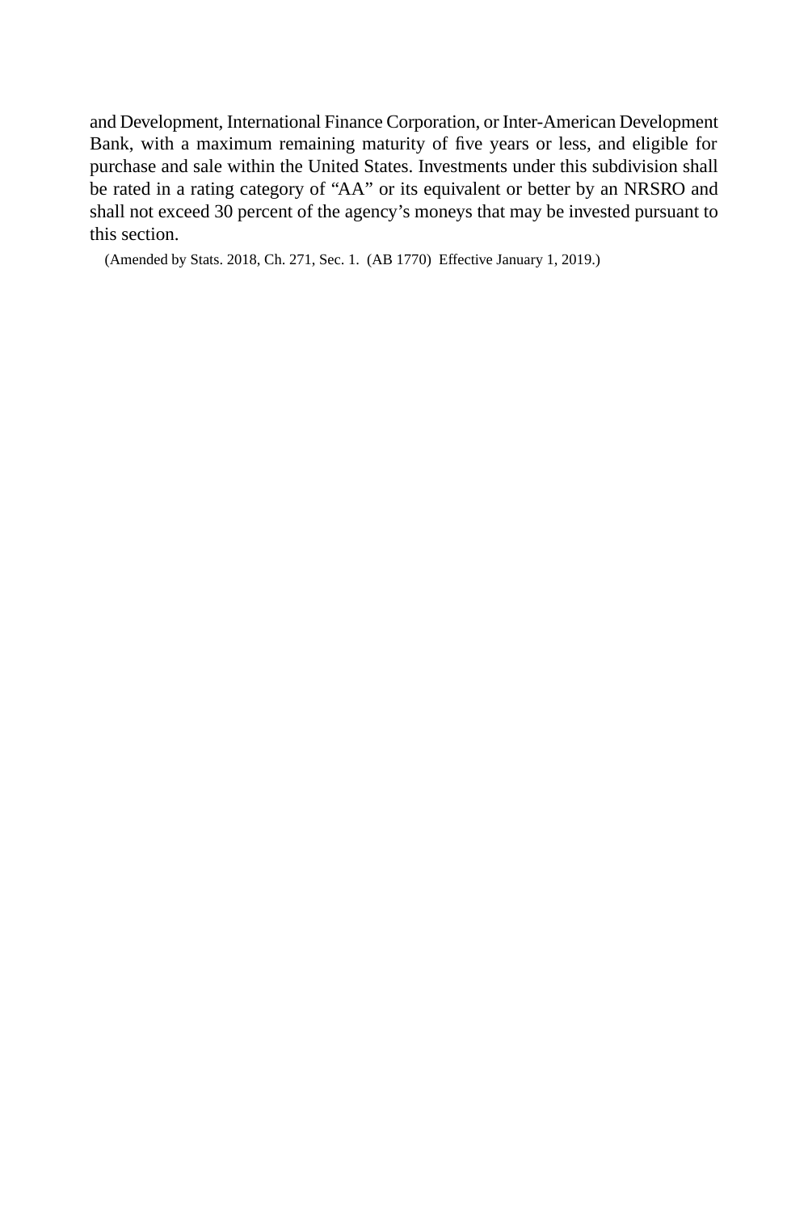and Development, International Finance Corporation, or Inter-American Development Bank, with a maximum remaining maturity of five years or less, and eligible for purchase and sale within the United States. Investments under this subdivision shall be rated in a rating category of “AA” or its equivalent or better by an NRSRO and shall not exceed 30 percent of the agency’s moneys that may be invested pursuant to this section.

(Amended by Stats. 2018, Ch. 271, Sec. 1. (AB 1770) Effective January 1, 2019.)